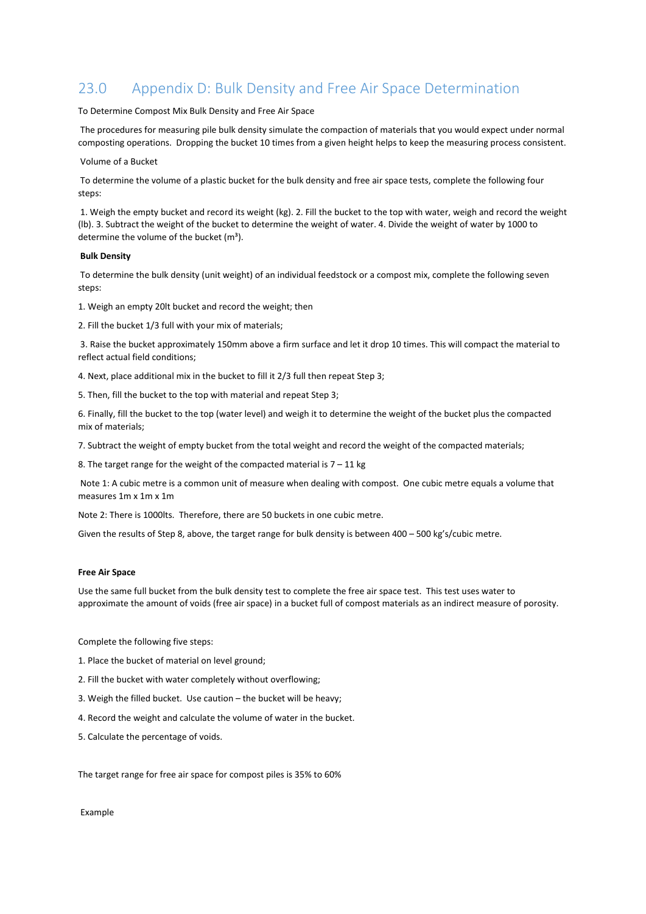## 23.0 Appendix D: Bulk Density and Free Air Space Determination

To Determine Compost Mix Bulk Density and Free Air Space

The procedures for measuring pile bulk density simulate the compaction of materials that you would expect under normal composting operations. Dropping the bucket 10 times from a given height helps to keep the measuring process consistent.

Volume of a Bucket

To determine the volume of a plastic bucket for the bulk density and free air space tests, complete the following four steps:

1. Weigh the empty bucket and record its weight (kg). 2. Fill the bucket to the top with water, weigh and record the weight (lb). 3. Subtract the weight of the bucket to determine the weight of water. 4. Divide the weight of water by 1000 to determine the volume of the bucket ($m^3$).

**Bulk Density**

To determine the bulk density (unit weight) of an individual feedstock or a compost mix, complete the following seven steps:

1. Weigh an empty 20lt bucket and record the weight; then
2. Fill the bucket 1/3 full with your mix of materials;
3. Raise the bucket approximately 150mm above a firm surface and let it drop 10 times. This will compact the material to reflect actual field conditions;
4. Next, place additional mix in the bucket to fill it 2/3 full then repeat Step 3;
5. Then, fill the bucket to the top with material and repeat Step 3;
6. Finally, fill the bucket to the top (water level) and weigh it to determine the weight of the bucket plus the compacted mix of materials;
7. Subtract the weight of empty bucket from the total weight and record the weight of the compacted materials;
8. The target range for the weight of the compacted material is 7 – 11 kg

Note 1: A cubic metre is a common unit of measure when dealing with compost. One cubic metre equals a volume that measures 1m x 1m x 1m

Note 2: There is 1000lts. Therefore, there are 50 buckets in one cubic metre.

Given the results of Step 8, above, the target range for bulk density is between 400 – 500 kg's/cubic metre.

**Free Air Space**

Use the same full bucket from the bulk density test to complete the free air space test. This test uses water to approximate the amount of voids (free air space) in a bucket full of compost materials as an indirect measure of porosity.

Complete the following five steps:

1. Place the bucket of material on level ground;
2. Fill the bucket with water completely without overflowing;
3. Weigh the filled bucket. Use caution – the bucket will be heavy;
4. Record the weight and calculate the volume of water in the bucket.
5. Calculate the percentage of voids.

The target range for free air space for compost piles is 35% to 60%

Example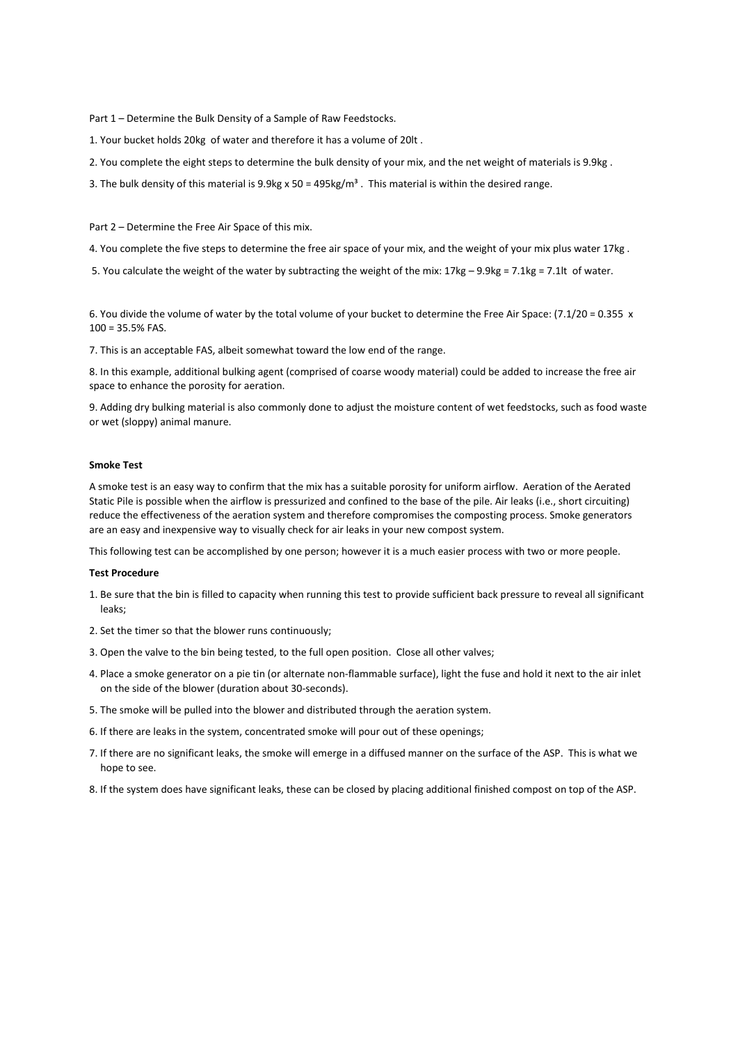Part 1 – Determine the Bulk Density of a Sample of Raw Feedstocks.

1. Your bucket holds 20kg of water and therefore it has a volume of 20lt .

2. You complete the eight steps to determine the bulk density of your mix, and the net weight of materials is 9.9kg .

3. The bulk density of this material is 9.9kg x 50 = 495kg/m³ . This material is within the desired range.

Part 2 – Determine the Free Air Space of this mix.

4. You complete the five steps to determine the free air space of your mix, and the weight of your mix plus water 17kg .

5. You calculate the weight of the water by subtracting the weight of the mix: 17kg – 9.9kg = 7.1kg = 7.1lt of water.

6. You divide the volume of water by the total volume of your bucket to determine the Free Air Space: (7.1/20 = 0.355 x 100 = 35.5% FAS.

7. This is an acceptable FAS, albeit somewhat toward the low end of the range.

8. In this example, additional bulking agent (comprised of coarse woody material) could be added to increase the free air space to enhance the porosity for aeration.

9. Adding dry bulking material is also commonly done to adjust the moisture content of wet feedstocks, such as food waste or wet (sloppy) animal manure.

**Smoke Test**

A smoke test is an easy way to confirm that the mix has a suitable porosity for uniform airflow. Aeration of the Aerated Static Pile is possible when the airflow is pressurized and confined to the base of the pile. Air leaks (i.e., short circuiting) reduce the effectiveness of the aeration system and therefore compromises the composting process. Smoke generators are an easy and inexpensive way to visually check for air leaks in your new compost system.

This following test can be accomplished by one person; however it is a much easier process with two or more people.

**Test Procedure**

1. Be sure that the bin is filled to capacity when running this test to provide sufficient back pressure to reveal all significant leaks;
2. Set the timer so that the blower runs continuously;
3. Open the valve to the bin being tested, to the full open position. Close all other valves;
4. Place a smoke generator on a pie tin (or alternate non-flammable surface), light the fuse and hold it next to the air inlet on the side of the blower (duration about 30-seconds).
5. The smoke will be pulled into the blower and distributed through the aeration system.
6. If there are leaks in the system, concentrated smoke will pour out of these openings;
7. If there are no significant leaks, the smoke will emerge in a diffused manner on the surface of the ASP. This is what we hope to see.
8. If the system does have significant leaks, these can be closed by placing additional finished compost on top of the ASP.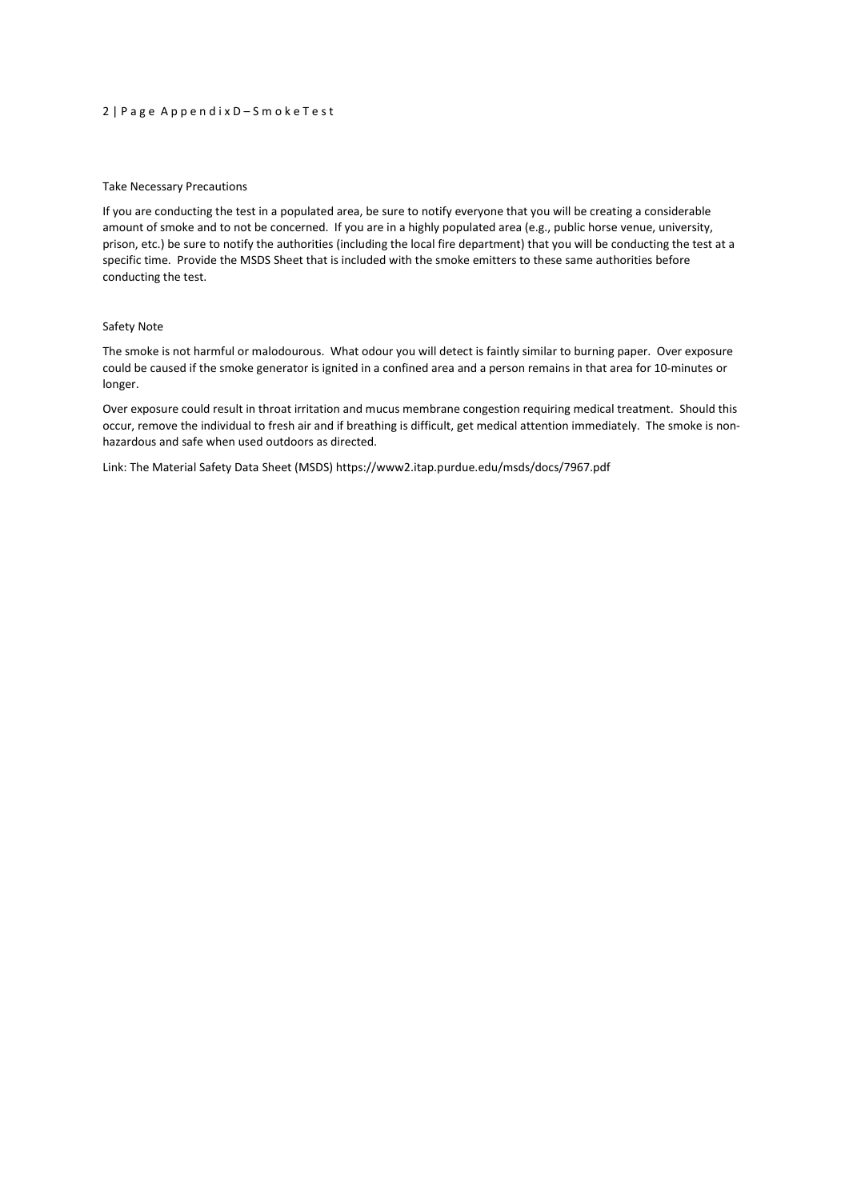## Take Necessary Precautions

If you are conducting the test in a populated area, be sure to notify everyone that you will be creating a considerable amount of smoke and to not be concerned. If you are in a highly populated area (e.g., public horse venue, university, prison, etc.) be sure to notify the authorities (including the local fire department) that you will be conducting the test at a specific time. Provide the MSDS Sheet that is included with the smoke emitters to these same authorities before conducting the test.

## Safety Note

The smoke is not harmful or malodourous. What odour you will detect is faintly similar to burning paper. Over exposure could be caused if the smoke generator is ignited in a confined area and a person remains in that area for 10-minutes or longer.

Over exposure could result in throat irritation and mucus membrane congestion requiring medical treatment. Should this occur, remove the individual to fresh air and if breathing is difficult, get medical attention immediately. The smoke is non-hazardous and safe when used outdoors as directed.

Link: The Material Safety Data Sheet (MSDS) https://www2.itap.purdue.edu/msds/docs/7967.pdf